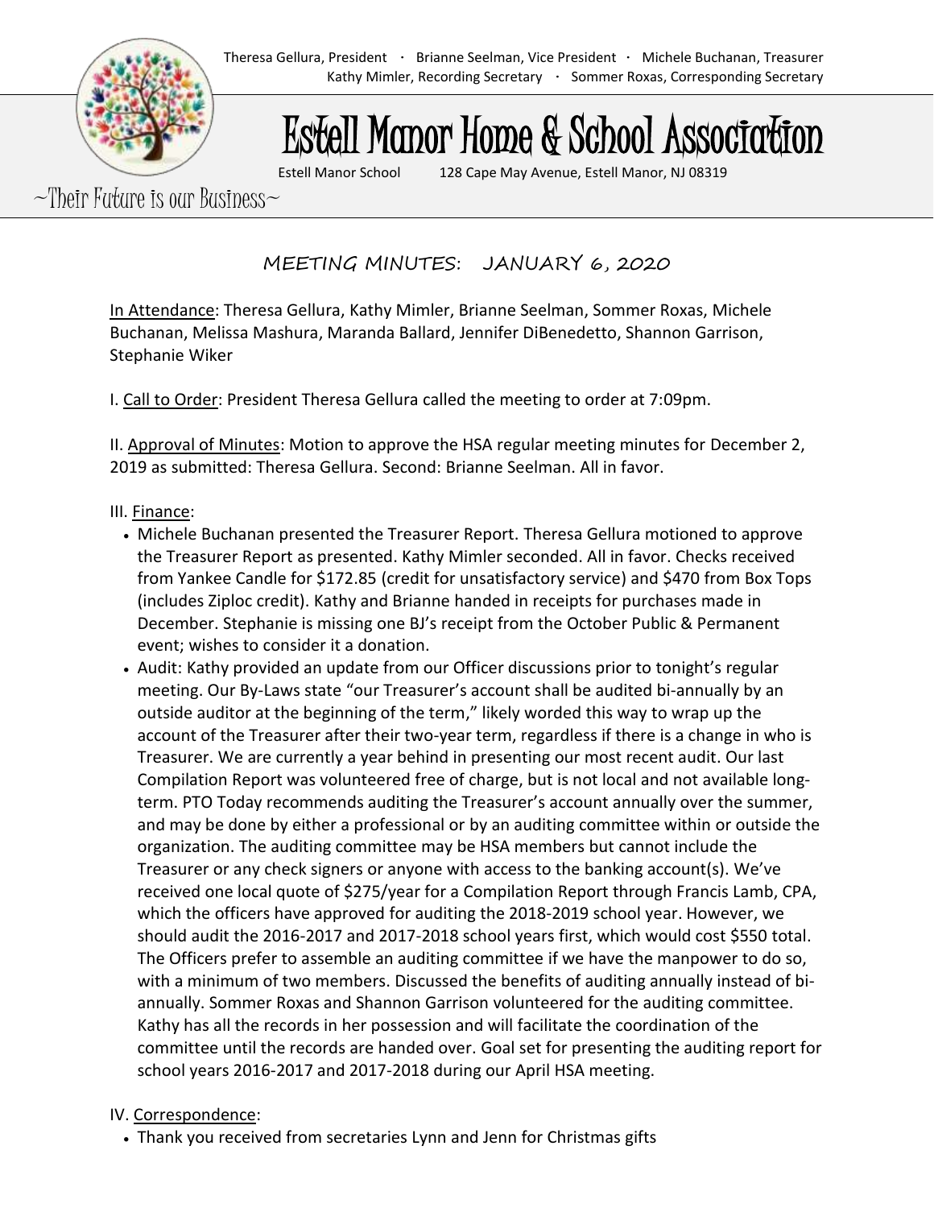Theresa Gellura, President · Brianne Seelman, Vice President · Michele Buchanan, Treasurer
Kathy Mimler, Recording Secretary · Sommer Roxas, Corresponding Secretary

# Estell Manor Home & School Association

Estell Manor School 128 Cape May Avenue, Estell Manor, NJ 08319

~Their Future is our Business~

## MEETING MINUTES: JANUARY 6, 2020

In Attendance: Theresa Gellura, Kathy Mimler, Brianne Seelman, Sommer Roxas, Michele Buchanan, Melissa Mashura, Maranda Ballard, Jennifer DiBenedetto, Shannon Garrison, Stephanie Wiker

I. Call to Order: President Theresa Gellura called the meeting to order at 7:09pm.

II. Approval of Minutes: Motion to approve the HSA regular meeting minutes for December 2, 2019 as submitted: Theresa Gellura. Second: Brianne Seelman. All in favor.

III. Finance:

- Michele Buchanan presented the Treasurer Report. Theresa Gellura motioned to approve the Treasurer Report as presented. Kathy Mimler seconded. All in favor. Checks received from Yankee Candle for $172.85 (credit for unsatisfactory service) and $470 from Box Tops (includes Ziploc credit). Kathy and Brianne handed in receipts for purchases made in December. Stephanie is missing one BJ's receipt from the October Public & Permanent event; wishes to consider it a donation.
- Audit: Kathy provided an update from our Officer discussions prior to tonight's regular meeting. Our By-Laws state "our Treasurer's account shall be audited bi-annually by an outside auditor at the beginning of the term," likely worded this way to wrap up the account of the Treasurer after their two-year term, regardless if there is a change in who is Treasurer. We are currently a year behind in presenting our most recent audit. Our last Compilation Report was volunteered free of charge, but is not local and not available long-term. PTO Today recommends auditing the Treasurer's account annually over the summer, and may be done by either a professional or by an auditing committee within or outside the organization. The auditing committee may be HSA members but cannot include the Treasurer or any check signers or anyone with access to the banking account(s). We've received one local quote of $275/year for a Compilation Report through Francis Lamb, CPA, which the officers have approved for auditing the 2018-2019 school year. However, we should audit the 2016-2017 and 2017-2018 school years first, which would cost $550 total. The Officers prefer to assemble an auditing committee if we have the manpower to do so, with a minimum of two members. Discussed the benefits of auditing annually instead of bi-annually. Sommer Roxas and Shannon Garrison volunteered for the auditing committee. Kathy has all the records in her possession and will facilitate the coordination of the committee until the records are handed over. Goal set for presenting the auditing report for school years 2016-2017 and 2017-2018 during our April HSA meeting.

IV. Correspondence:

- Thank you received from secretaries Lynn and Jenn for Christmas gifts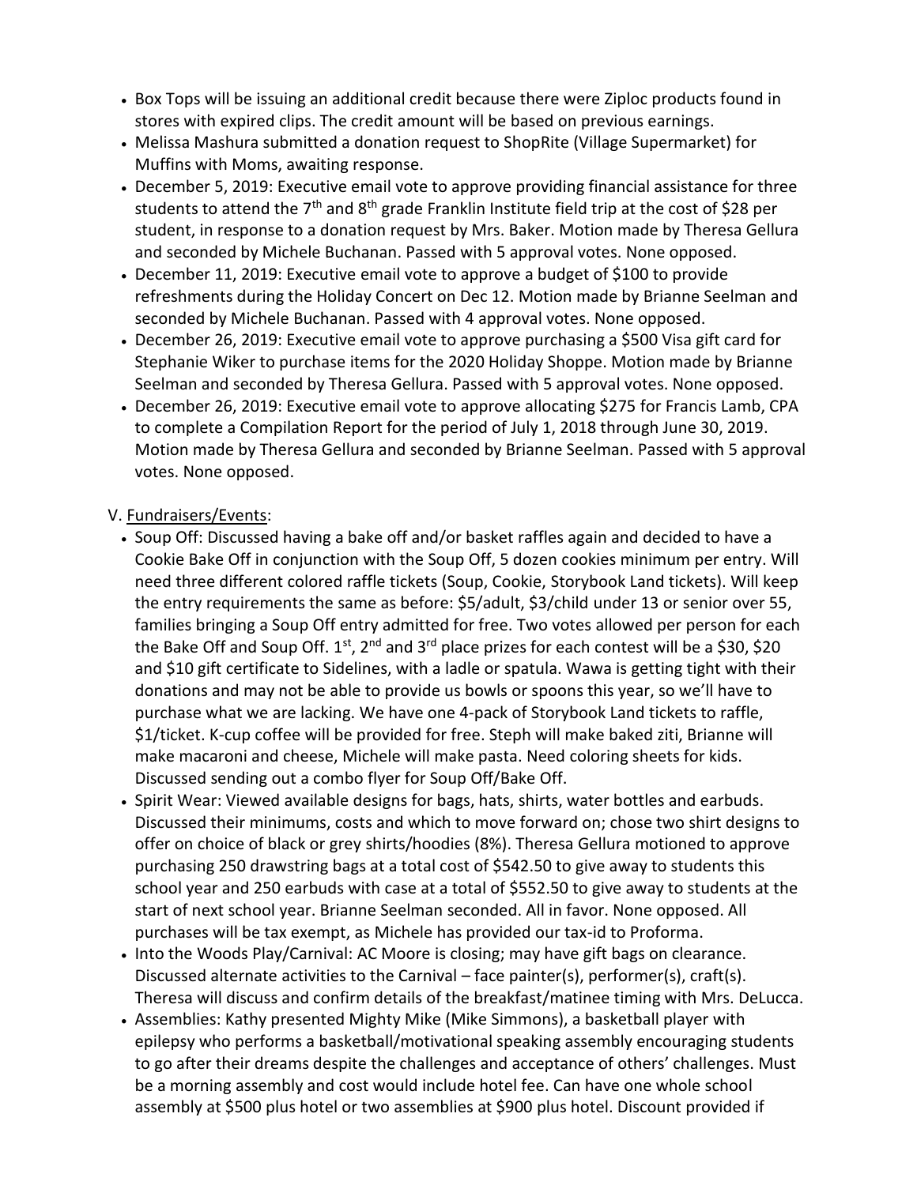- Box Tops will be issuing an additional credit because there were Ziploc products found in stores with expired clips. The credit amount will be based on previous earnings.
- Melissa Mashura submitted a donation request to ShopRite (Village Supermarket) for Muffins with Moms, awaiting response.
- December 5, 2019: Executive email vote to approve providing financial assistance for three students to attend the 7th and 8th grade Franklin Institute field trip at the cost of $28 per student, in response to a donation request by Mrs. Baker. Motion made by Theresa Gellura and seconded by Michele Buchanan. Passed with 5 approval votes. None opposed.
- December 11, 2019: Executive email vote to approve a budget of $100 to provide refreshments during the Holiday Concert on Dec 12. Motion made by Brianne Seelman and seconded by Michele Buchanan. Passed with 4 approval votes. None opposed.
- December 26, 2019: Executive email vote to approve purchasing a $500 Visa gift card for Stephanie Wiker to purchase items for the 2020 Holiday Shoppe. Motion made by Brianne Seelman and seconded by Theresa Gellura. Passed with 5 approval votes. None opposed.
- December 26, 2019: Executive email vote to approve allocating $275 for Francis Lamb, CPA to complete a Compilation Report for the period of July 1, 2018 through June 30, 2019. Motion made by Theresa Gellura and seconded by Brianne Seelman. Passed with 5 approval votes. None opposed.

V. Fundraisers/Events:

- Soup Off: Discussed having a bake off and/or basket raffles again and decided to have a Cookie Bake Off in conjunction with the Soup Off, 5 dozen cookies minimum per entry. Will need three different colored raffle tickets (Soup, Cookie, Storybook Land tickets). Will keep the entry requirements the same as before: $5/adult, $3/child under 13 or senior over 55, families bringing a Soup Off entry admitted for free. Two votes allowed per person for each the Bake Off and Soup Off. 1st, 2nd and 3rd place prizes for each contest will be a $30, $20 and $10 gift certificate to Sidelines, with a ladle or spatula. Wawa is getting tight with their donations and may not be able to provide us bowls or spoons this year, so we'll have to purchase what we are lacking. We have one 4-pack of Storybook Land tickets to raffle, $1/ticket. K-cup coffee will be provided for free. Steph will make baked ziti, Brianne will make macaroni and cheese, Michele will make pasta. Need coloring sheets for kids. Discussed sending out a combo flyer for Soup Off/Bake Off.
- Spirit Wear: Viewed available designs for bags, hats, shirts, water bottles and earbuds. Discussed their minimums, costs and which to move forward on; chose two shirt designs to offer on choice of black or grey shirts/hoodies (8%). Theresa Gellura motioned to approve purchasing 250 drawstring bags at a total cost of $542.50 to give away to students this school year and 250 earbuds with case at a total of $552.50 to give away to students at the start of next school year. Brianne Seelman seconded. All in favor. None opposed. All purchases will be tax exempt, as Michele has provided our tax-id to Proforma.
- Into the Woods Play/Carnival: AC Moore is closing; may have gift bags on clearance. Discussed alternate activities to the Carnival – face painter(s), performer(s), craft(s). Theresa will discuss and confirm details of the breakfast/matinee timing with Mrs. DeLucca.
- Assemblies: Kathy presented Mighty Mike (Mike Simmons), a basketball player with epilepsy who performs a basketball/motivational speaking assembly encouraging students to go after their dreams despite the challenges and acceptance of others' challenges. Must be a morning assembly and cost would include hotel fee. Can have one whole school assembly at $500 plus hotel or two assemblies at $900 plus hotel. Discount provided if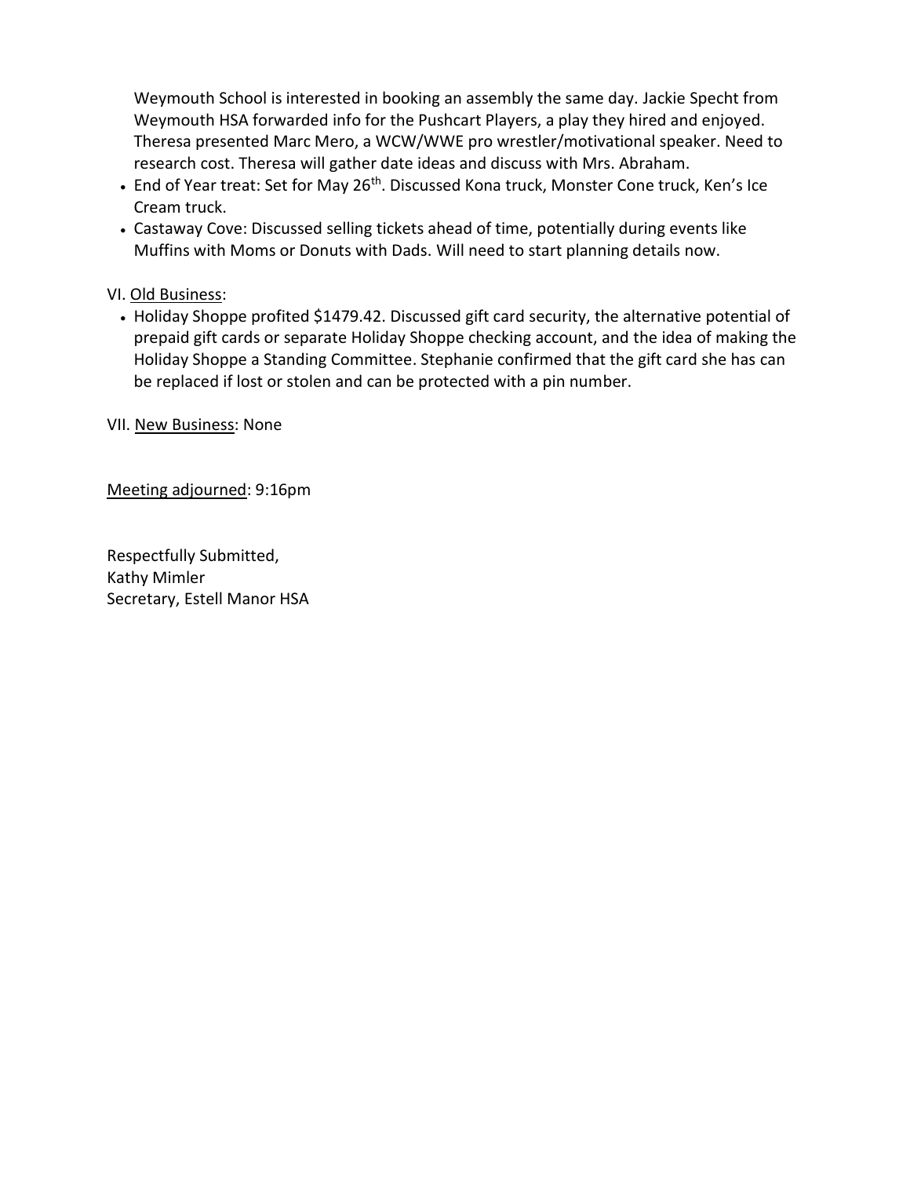Weymouth School is interested in booking an assembly the same day. Jackie Specht from Weymouth HSA forwarded info for the Pushcart Players, a play they hired and enjoyed. Theresa presented Marc Mero, a WCW/WWE pro wrestler/motivational speaker. Need to research cost. Theresa will gather date ideas and discuss with Mrs. Abraham.

- End of Year treat: Set for May 26th. Discussed Kona truck, Monster Cone truck, Ken's Ice Cream truck.
- Castaway Cove: Discussed selling tickets ahead of time, potentially during events like Muffins with Moms or Donuts with Dads. Will need to start planning details now.

VI. <u>Old Business</u>:

- Holiday Shoppe profited $1479.42. Discussed gift card security, the alternative potential of prepaid gift cards or separate Holiday Shoppe checking account, and the idea of making the Holiday Shoppe a Standing Committee. Stephanie confirmed that the gift card she has can be replaced if lost or stolen and can be protected with a pin number.

VII. <u>New Business</u>: None

<u>Meeting adjourned</u>: 9:16pm

Respectfully Submitted,
Kathy Mimler
Secretary, Estell Manor HSA